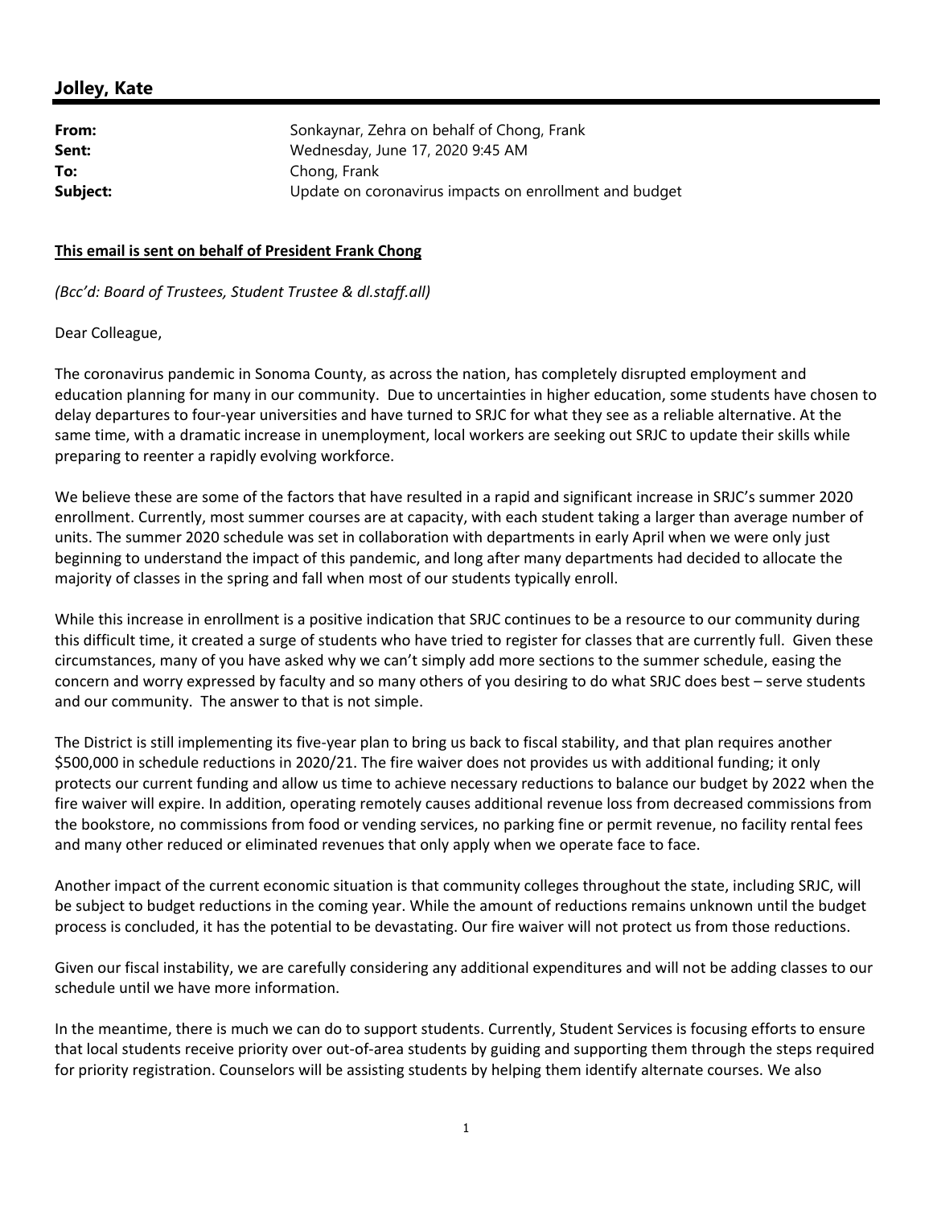## Jolley, Kate

| | |
|---|---|
| **From:** | Sonkaynar, Zehra on behalf of Chong, Frank |
| **Sent:** | Wednesday, June 17, 2020 9:45 AM |
| **To:** | Chong, Frank |
| **Subject:** | Update on coronavirus impacts on enrollment and budget |

**This email is sent on behalf of President Frank Chong**

*(Bcc'd: Board of Trustees, Student Trustee & dl.staff.all)*

Dear Colleague,

The coronavirus pandemic in Sonoma County, as across the nation, has completely disrupted employment and education planning for many in our community. Due to uncertainties in higher education, some students have chosen to delay departures to four-year universities and have turned to SRJC for what they see as a reliable alternative. At the same time, with a dramatic increase in unemployment, local workers are seeking out SRJC to update their skills while preparing to reenter a rapidly evolving workforce.

We believe these are some of the factors that have resulted in a rapid and significant increase in SRJC's summer 2020 enrollment. Currently, most summer courses are at capacity, with each student taking a larger than average number of units. The summer 2020 schedule was set in collaboration with departments in early April when we were only just beginning to understand the impact of this pandemic, and long after many departments had decided to allocate the majority of classes in the spring and fall when most of our students typically enroll.

While this increase in enrollment is a positive indication that SRJC continues to be a resource to our community during this difficult time, it created a surge of students who have tried to register for classes that are currently full. Given these circumstances, many of you have asked why we can't simply add more sections to the summer schedule, easing the concern and worry expressed by faculty and so many others of you desiring to do what SRJC does best – serve students and our community. The answer to that is not simple.

The District is still implementing its five-year plan to bring us back to fiscal stability, and that plan requires another $500,000 in schedule reductions in 2020/21. The fire waiver does not provides us with additional funding; it only protects our current funding and allow us time to achieve necessary reductions to balance our budget by 2022 when the fire waiver will expire. In addition, operating remotely causes additional revenue loss from decreased commissions from the bookstore, no commissions from food or vending services, no parking fine or permit revenue, no facility rental fees and many other reduced or eliminated revenues that only apply when we operate face to face.

Another impact of the current economic situation is that community colleges throughout the state, including SRJC, will be subject to budget reductions in the coming year. While the amount of reductions remains unknown until the budget process is concluded, it has the potential to be devastating. Our fire waiver will not protect us from those reductions.

Given our fiscal instability, we are carefully considering any additional expenditures and will not be adding classes to our schedule until we have more information.

In the meantime, there is much we can do to support students. Currently, Student Services is focusing efforts to ensure that local students receive priority over out-of-area students by guiding and supporting them through the steps required for priority registration. Counselors will be assisting students by helping them identify alternate courses. We also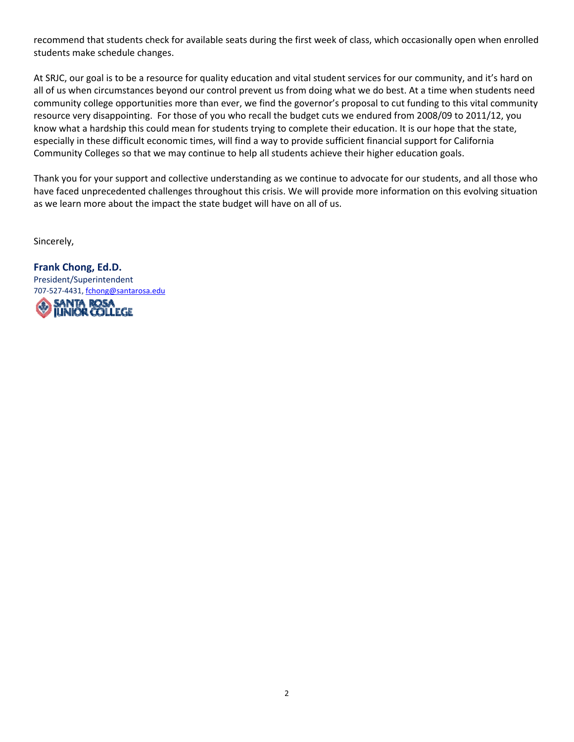recommend that students check for available seats during the first week of class, which occasionally open when enrolled students make schedule changes.

At SRJC, our goal is to be a resource for quality education and vital student services for our community, and it's hard on all of us when circumstances beyond our control prevent us from doing what we do best. At a time when students need community college opportunities more than ever, we find the governor's proposal to cut funding to this vital community resource very disappointing. For those of you who recall the budget cuts we endured from 2008/09 to 2011/12, you know what a hardship this could mean for students trying to complete their education. It is our hope that the state, especially in these difficult economic times, will find a way to provide sufficient financial support for California Community Colleges so that we may continue to help all students achieve their higher education goals.

Thank you for your support and collective understanding as we continue to advocate for our students, and all those who have faced unprecedented challenges throughout this crisis. We will provide more information on this evolving situation as we learn more about the impact the state budget will have on all of us.

Sincerely,

**Frank Chong, Ed.D.**
President/Superintendent
707-527-4431, fchong@santarosa.edu
SANTA ROSA JUNIOR COLLEGE